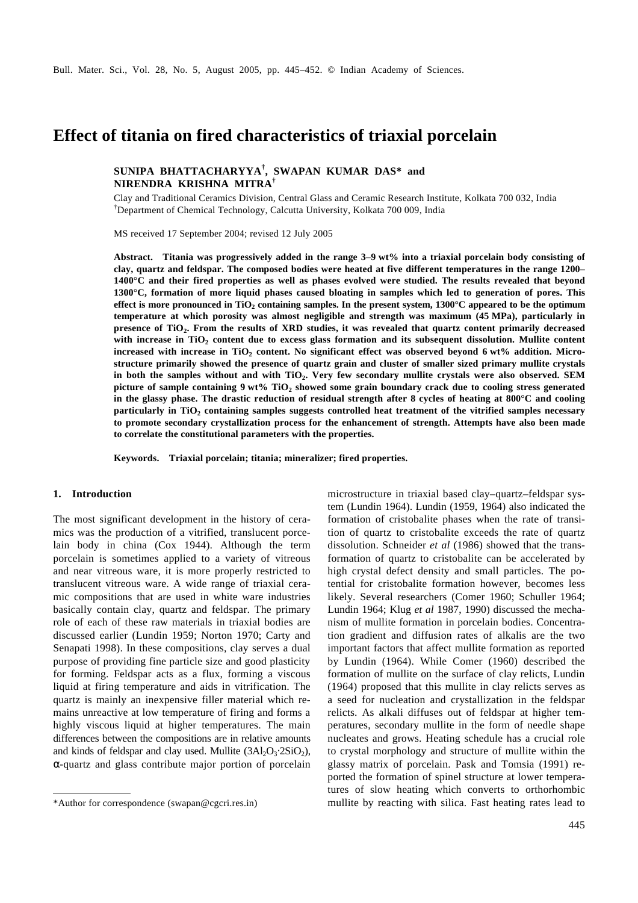# Effect of titania on fired characteristics of triaxial porcelain

**SUNIPA BHATTACHARYYA[†], SWAPAN KUMAR DAS* and NIRENDRA KRISHNA MITRA[†]**

Clay and Traditional Ceramics Division, Central Glass and Ceramic Research Institute, Kolkata 700 032, India
[†]Department of Chemical Technology, Calcutta University, Kolkata 700 009, India

MS received 17 September 2004; revised 12 July 2005

**Abstract.** **Titania was progressively added in the range 3–9 wt% into a triaxial porcelain body consisting of clay, quartz and feldspar. The composed bodies were heated at five different temperatures in the range 1200–1400°C and their fired properties as well as phases evolved were studied. The results revealed that beyond 1300°C, formation of more liquid phases caused bloating in samples which led to generation of pores. This effect is more pronounced in $TiO_2$ containing samples. In the present system, 1300°C appeared to be the optimum temperature at which porosity was almost negligible and strength was maximum (45 MPa), particularly in presence of $TiO_2$. From the results of XRD studies, it was revealed that quartz content primarily decreased with increase in $TiO_2$ content due to excess glass formation and its subsequent dissolution. Mullite content increased with increase in $TiO_2$ content. No significant effect was observed beyond 6 wt% addition. Microstructure primarily showed the presence of quartz grain and cluster of smaller sized primary mullite crystals in both the samples without and with $TiO_2$. Very few secondary mullite crystals were also observed. SEM picture of sample containing 9 wt% $TiO_2$ showed some grain boundary crack due to cooling stress generated in the glassy phase. The drastic reduction of residual strength after 8 cycles of heating at 800°C and cooling particularly in $TiO_2$ containing samples suggests controlled heat treatment of the vitrified samples necessary to promote secondary crystallization process for the enhancement of strength. Attempts have also been made to correlate the constitutional parameters with the properties.**

**Keywords.** **Triaxial porcelain; titania; mineralizer; fired properties.**

## 1. Introduction

The most significant development in the history of ceramics was the production of a vitrified, translucent porcelain body in china (Cox 1944). Although the term porcelain is sometimes applied to a variety of vitreous and near vitreous ware, it is more properly restricted to translucent vitreous ware. A wide range of triaxial ceramic compositions that are used in white ware industries basically contain clay, quartz and feldspar. The primary role of each of these raw materials in triaxial bodies are discussed earlier (Lundin 1959; Norton 1970; Carty and Senapati 1998). In these compositions, clay serves a dual purpose of providing fine particle size and good plasticity for forming. Feldspar acts as a flux, forming a viscous liquid at firing temperature and aids in vitrification. The quartz is mainly an inexpensive filler material which remains unreactive at low temperature of firing and forms a highly viscous liquid at higher temperatures. The main differences between the compositions are in relative amounts and kinds of feldspar and clay used. Mullite ($3Al_2O_3{\cdot}2SiO_2$), α-quartz and glass contribute major portion of porcelain microstructure in triaxial based clay–quartz–feldspar system (Lundin 1964). Lundin (1959, 1964) also indicated the formation of cristobalite phases when the rate of transition of quartz to cristobalite exceeds the rate of quartz dissolution. Schneider *et al* (1986) showed that the transformation of quartz to cristobalite can be accelerated by high crystal defect density and small particles. The potential for cristobalite formation however, becomes less likely. Several researchers (Comer 1960; Schuller 1964; Lundin 1964; Klug *et al* 1987, 1990) discussed the mechanism of mullite formation in porcelain bodies. Concentration gradient and diffusion rates of alkalis are the two important factors that affect mullite formation as reported by Lundin (1964). While Comer (1960) described the formation of mullite on the surface of clay relicts, Lundin (1964) proposed that this mullite in clay relicts serves as a seed for nucleation and crystallization in the feldspar relicts. As alkali diffuses out of feldspar at higher temperatures, secondary mullite in the form of needle shape nucleates and grows. Heating schedule has a crucial role to crystal morphology and structure of mullite within the glassy matrix of porcelain. Pask and Tomsia (1991) reported the formation of spinel structure at lower temperatures of slow heating which converts to orthorhombic mullite by reacting with silica. Fast heating rates lead to

*Author for correspondence (swapan@cgcri.res.in)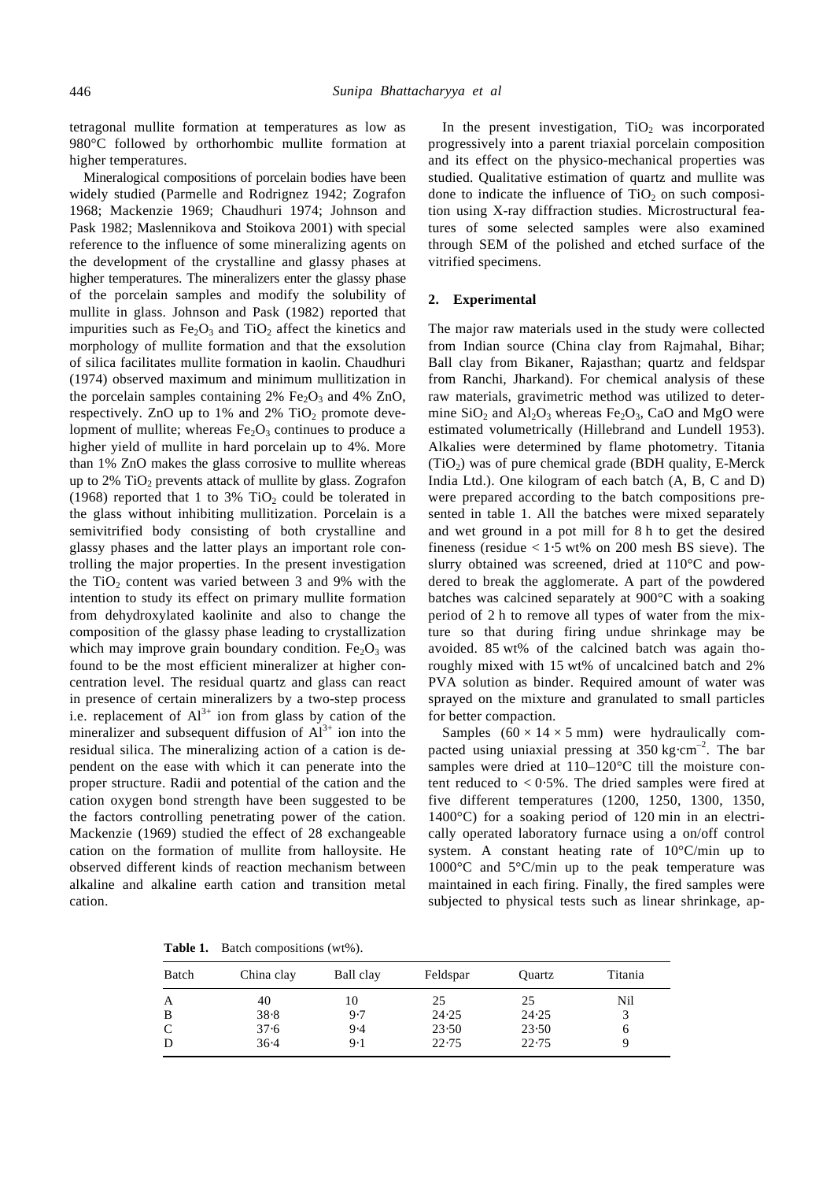tetragonal mullite formation at temperatures as low as 980°C followed by orthorhombic mullite formation at higher temperatures.

Mineralogical compositions of porcelain bodies have been widely studied (Parmelle and Rodrignez 1942; Zografon 1968; Mackenzie 1969; Chaudhuri 1974; Johnson and Pask 1982; Maslennikova and Stoikova 2001) with special reference to the influence of some mineralizing agents on the development of the crystalline and glassy phases at higher temperatures. The mineralizers enter the glassy phase of the porcelain samples and modify the solubility of mullite in glass. Johnson and Pask (1982) reported that impurities such as $Fe_2O_3$ and $TiO_2$ affect the kinetics and morphology of mullite formation and that the exsolution of silica facilitates mullite formation in kaolin. Chaudhuri (1974) observed maximum and minimum mullitization in the porcelain samples containing 2% $Fe_2O_3$ and 4% ZnO, respectively. ZnO up to 1% and 2% $TiO_2$ promote development of mullite; whereas $Fe_2O_3$ continues to produce a higher yield of mullite in hard porcelain up to 4%. More than 1% ZnO makes the glass corrosive to mullite whereas up to 2% $TiO_2$ prevents attack of mullite by glass. Zografon (1968) reported that 1 to 3% $TiO_2$ could be tolerated in the glass without inhibiting mullitization. Porcelain is a semivitrified body consisting of both crystalline and glassy phases and the latter plays an important role controlling the major properties. In the present investigation the $TiO_2$ content was varied between 3 and 9% with the intention to study its effect on primary mullite formation from dehydroxylated kaolinite and also to change the composition of the glassy phase leading to crystallization which may improve grain boundary condition. $Fe_2O_3$ was found to be the most efficient mineralizer at higher concentration level. The residual quartz and glass can react in presence of certain mineralizers by a two-step process i.e. replacement of $Al^{3+}$ ion from glass by cation of the mineralizer and subsequent diffusion of $Al^{3+}$ ion into the residual silica. The mineralizing action of a cation is dependent on the ease with which it can penerate into the proper structure. Radii and potential of the cation and the cation oxygen bond strength have been suggested to be the factors controlling penetrating power of the cation. Mackenzie (1969) studied the effect of 28 exchangeable cation on the formation of mullite from halloysite. He observed different kinds of reaction mechanism between alkaline and alkaline earth cation and transition metal cation.

In the present investigation, $TiO_2$ was incorporated progressively into a parent triaxial porcelain composition and its effect on the physico-mechanical properties was studied. Qualitative estimation of quartz and mullite was done to indicate the influence of $TiO_2$ on such composition using X-ray diffraction studies. Microstructural features of some selected samples were also examined through SEM of the polished and etched surface of the vitrified specimens.

## 2. Experimental

The major raw materials used in the study were collected from Indian source (China clay from Rajmahal, Bihar; Ball clay from Bikaner, Rajasthan; quartz and feldspar from Ranchi, Jharkand). For chemical analysis of these raw materials, gravimetric method was utilized to determine $SiO_2$ and $Al_2O_3$ whereas $Fe_2O_3$, CaO and MgO were estimated volumetrically (Hillebrand and Lundell 1953). Alkalies were determined by flame photometry. Titania ($TiO_2$) was of pure chemical grade (BDH quality, E-Merck India Ltd.). One kilogram of each batch (A, B, C and D) were prepared according to the batch compositions presented in table 1. All the batches were mixed separately and wet ground in a pot mill for 8 h to get the desired fineness (residue < 1·5 wt% on 200 mesh BS sieve). The slurry obtained was screened, dried at 110°C and powdered to break the agglomerate. A part of the powdered batches was calcined separately at 900°C with a soaking period of 2 h to remove all types of water from the mixture so that during firing undue shrinkage may be avoided. 85 wt% of the calcined batch was again thoroughly mixed with 15 wt% of uncalcined batch and 2% PVA solution as binder. Required amount of water was sprayed on the mixture and granulated to small particles for better compaction.

Samples ($60 \times 14 \times 5$ mm) were hydraulically compacted using uniaxial pressing at 350 $kg \cdot cm^{-2}$. The bar samples were dried at 110–120°C till the moisture content reduced to < 0·5%. The dried samples were fired at five different temperatures (1200, 1250, 1300, 1350, 1400°C) for a soaking period of 120 min in an electrically operated laboratory furnace using a on/off control system. A constant heating rate of 10°C/min up to 1000°C and 5°C/min up to the peak temperature was maintained in each firing. Finally, the fired samples were subjected to physical tests such as linear shrinkage, ap-

**Table 1.** Batch compositions (wt%).

| Batch | China clay | Ball clay | Feldspar | Quartz | Titania |
|---|---|---|---|---|---|
| A | 40 | 10 | 25 | 25 | Nil |
| B | 38·8 | 9·7 | 24·25 | 24·25 | 3 |
| C | 37·6 | 9·4 | 23·50 | 23·50 | 6 |
| D | 36·4 | 9·1 | 22·75 | 22·75 | 9 |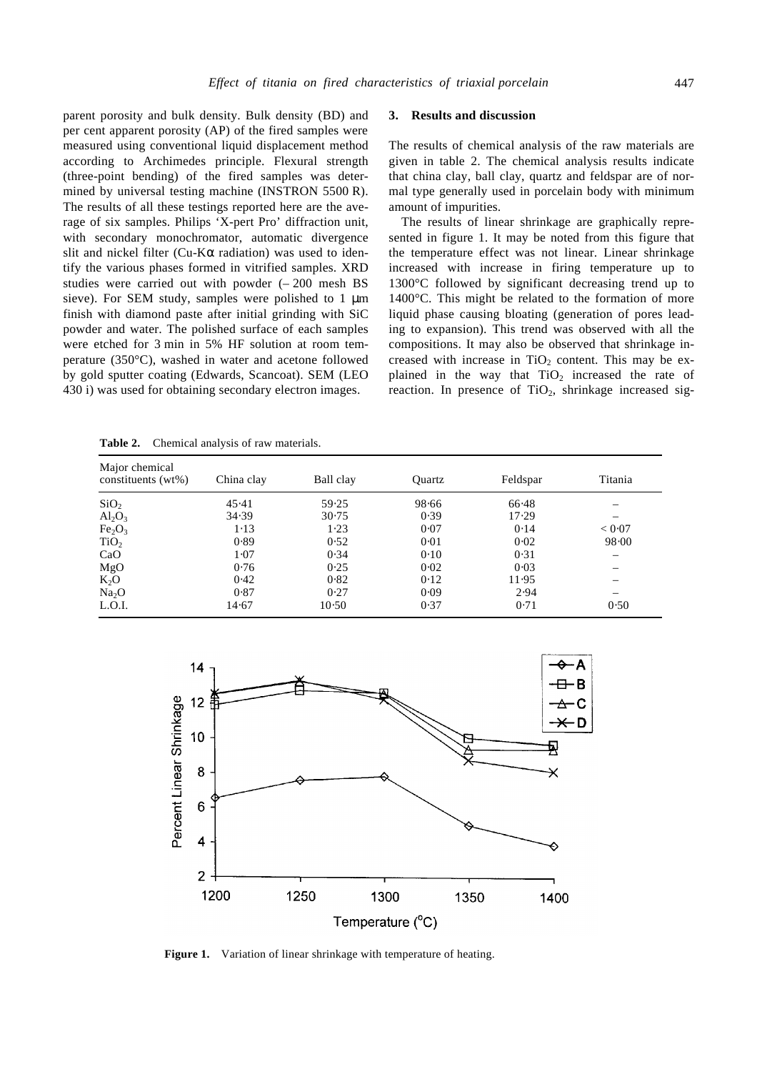parent porosity and bulk density. Bulk density (BD) and per cent apparent porosity (AP) of the fired samples were measured using conventional liquid displacement method according to Archimedes principle. Flexural strength (three-point bending) of the fired samples was determined by universal testing machine (INSTRON 5500 R). The results of all these testings reported here are the average of six samples. Philips 'X-pert Pro' diffraction unit, with secondary monochromator, automatic divergence slit and nickel filter (Cu-Kα radiation) was used to identify the various phases formed in vitrified samples. XRD studies were carried out with powder (– 200 mesh BS sieve). For SEM study, samples were polished to 1 μm finish with diamond paste after initial grinding with SiC powder and water. The polished surface of each samples were etched for 3 min in 5% HF solution at room temperature (350°C), washed in water and acetone followed by gold sputter coating (Edwards, Scancoat). SEM (LEO 430 i) was used for obtaining secondary electron images.

## 3. Results and discussion

The results of chemical analysis of the raw materials are given in table 2. The chemical analysis results indicate that china clay, ball clay, quartz and feldspar are of normal type generally used in porcelain body with minimum amount of impurities.

The results of linear shrinkage are graphically represented in figure 1. It may be noted from this figure that the temperature effect was not linear. Linear shrinkage increased with increase in firing temperature up to 1300°C followed by significant decreasing trend up to 1400°C. This might be related to the formation of more liquid phase causing bloating (generation of pores leading to expansion). This trend was observed with all the compositions. It may also be observed that shrinkage increased with increase in $TiO_2$ content. This may be explained in the way that $TiO_2$ increased the rate of reaction. In presence of $TiO_2$, shrinkage increased sig-

**Table 2.** Chemical analysis of raw materials.

| Major chemical constituents (wt%) | China clay | Ball clay | Quartz | Feldspar | Titania |
|---|---|---|---|---|---|
| $SiO_2$ | 45·41 | 59·25 | 98·66 | 66·48 | – |
| $Al_2O_3$ | 34·39 | 30·75 | 0·39 | 17·29 | – |
| $Fe_2O_3$ | 1·13 | 1·23 | 0·07 | 0·14 | < 0·07 |
| $TiO_2$ | 0·89 | 0·52 | 0·01 | 0·02 | 98·00 |
| CaO | 1·07 | 0·34 | 0·10 | 0·31 | – |
| MgO | 0·76 | 0·25 | 0·02 | 0·03 | – |
| $K_2O$ | 0·42 | 0·82 | 0·12 | 11·95 | – |
| $Na_2O$ | 0·87 | 0·27 | 0·09 | 2·94 | – |
| L.O.I. | 14·67 | 10·50 | 0·37 | 0·71 | 0·50 |

**Figure 1.** Variation of linear shrinkage with temperature of heating.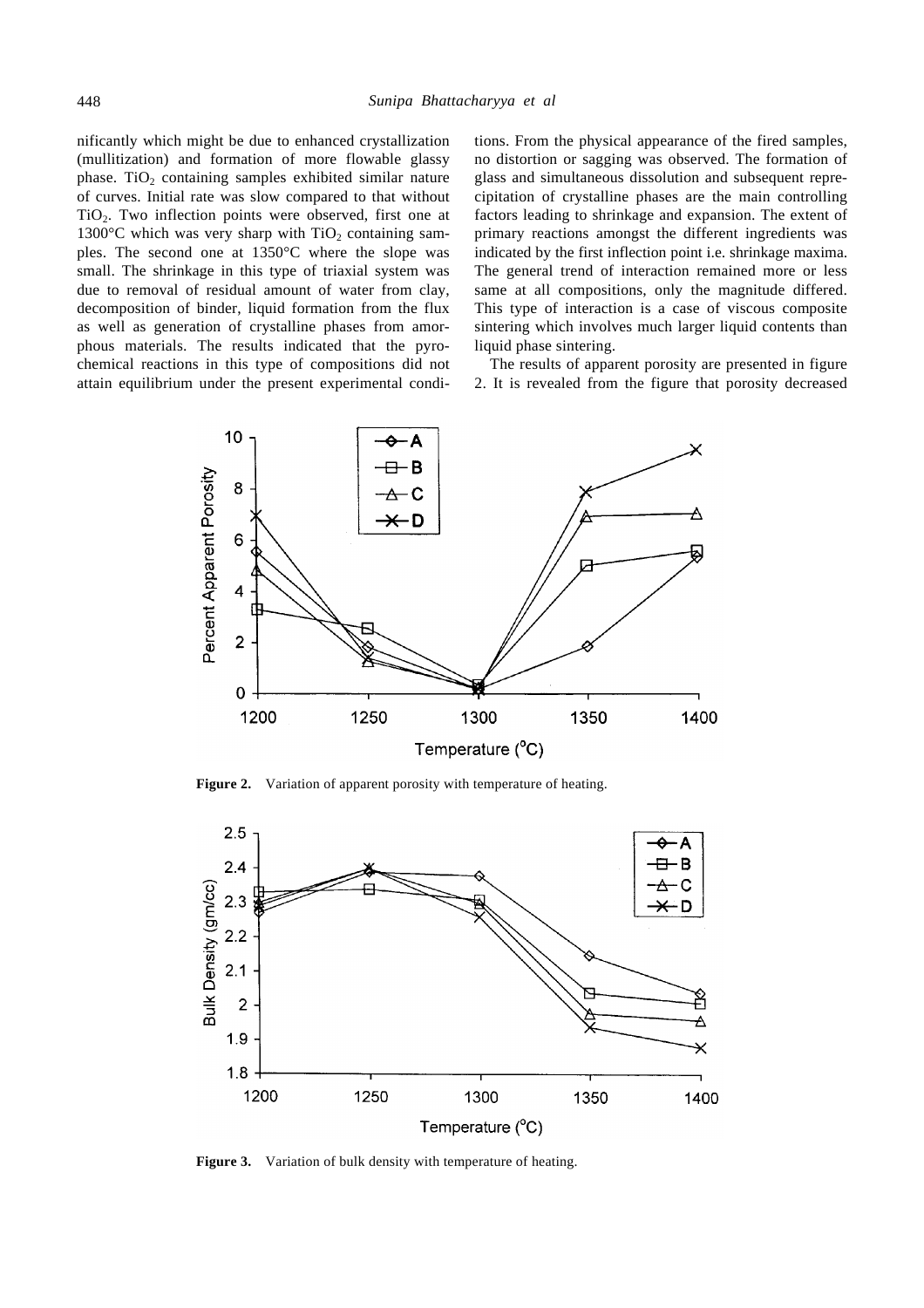nificantly which might be due to enhanced crystallization (mullitization) and formation of more flowable glassy phase. $TiO_2$ containing samples exhibited similar nature of curves. Initial rate was slow compared to that without $TiO_2$. Two inflection points were observed, first one at 1300°C which was very sharp with $TiO_2$ containing samples. The second one at 1350°C where the slope was small. The shrinkage in this type of triaxial system was due to removal of residual amount of water from clay, decomposition of binder, liquid formation from the flux as well as generation of crystalline phases from amorphous materials. The results indicated that the pyrochemical reactions in this type of compositions did not attain equilibrium under the present experimental conditions. From the physical appearance of the fired samples, no distortion or sagging was observed. The formation of glass and simultaneous dissolution and subsequent reprecipitation of crystalline phases are the main controlling factors leading to shrinkage and expansion. The extent of primary reactions amongst the different ingredients was indicated by the first inflection point i.e. shrinkage maxima. The general trend of interaction remained more or less same at all compositions, only the magnitude differed. This type of interaction is a case of viscous composite sintering which involves much larger liquid contents than liquid phase sintering.

The results of apparent porosity are presented in figure 2. It is revealed from the figure that porosity decreased

**Figure 2.** Variation of apparent porosity with temperature of heating.

**Figure 3.** Variation of bulk density with temperature of heating.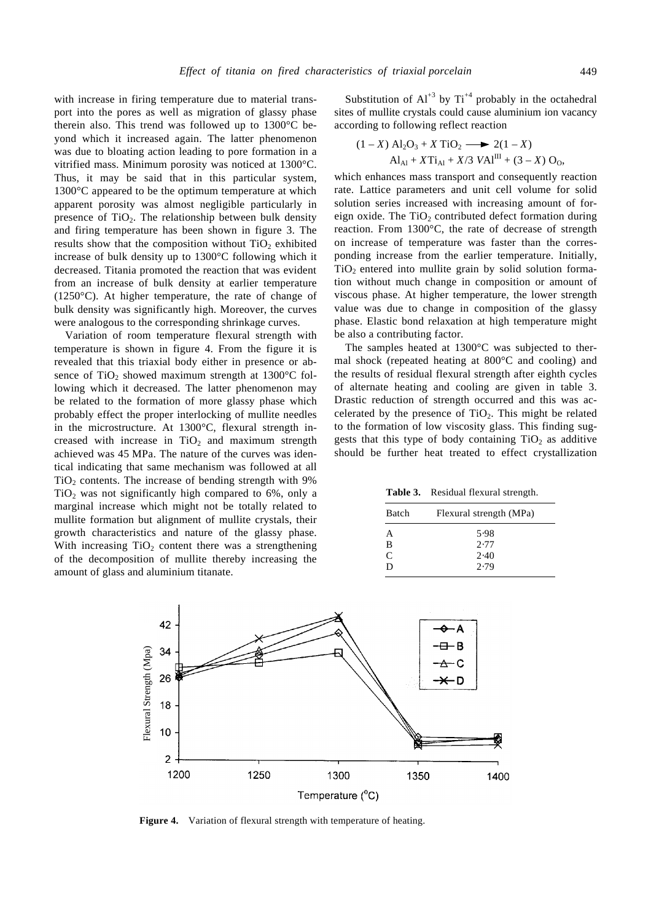with increase in firing temperature due to material transport into the pores as well as migration of glassy phase therein also. This trend was followed up to 1300°C beyond which it increased again. The latter phenomenon was due to bloating action leading to pore formation in a vitrified mass. Minimum porosity was noticed at 1300°C. Thus, it may be said that in this particular system, 1300°C appeared to be the optimum temperature at which apparent porosity was almost negligible particularly in presence of $TiO_2$. The relationship between bulk density and firing temperature has been shown in figure 3. The results show that the composition without $TiO_2$ exhibited increase of bulk density up to 1300°C following which it decreased. Titania promoted the reaction that was evident from an increase of bulk density at earlier temperature (1250°C). At higher temperature, the rate of change of bulk density was significantly high. Moreover, the curves were analogous to the corresponding shrinkage curves.

Variation of room temperature flexural strength with temperature is shown in figure 4. From the figure it is revealed that this triaxial body either in presence or absence of $TiO_2$ showed maximum strength at 1300°C following which it decreased. The latter phenomenon may be related to the formation of more glassy phase which probably effect the proper interlocking of mullite needles in the microstructure. At 1300°C, flexural strength increased with increase in $TiO_2$ and maximum strength achieved was 45 MPa. The nature of the curves was identical indicating that same mechanism was followed at all $TiO_2$ contents. The increase of bending strength with 9% $TiO_2$ was not significantly high compared to 6%, only a marginal increase which might not be totally related to mullite formation but alignment of mullite crystals, their growth characteristics and nature of the glassy phase. With increasing $TiO_2$ content there was a strengthening of the decomposition of mullite thereby increasing the amount of glass and aluminium titanate.

Substitution of $Al^{+3}$ by $Ti^{+4}$ probably in the octahedral sites of mullite crystals could cause aluminium ion vacancy according to following reflect reaction

$$(1-X)\,Al_2O_3 + X\,TiO_2 \longrightarrow 2(1-X)\,Al_{Al} + X\,Ti_{Al} + X/3\,V Al^{III} + (3-X)\,O_O,$$

which enhances mass transport and consequently reaction rate. Lattice parameters and unit cell volume for solid solution series increased with increasing amount of foreign oxide. The $TiO_2$ contributed defect formation during reaction. From 1300°C, the rate of decrease of strength on increase of temperature was faster than the corresponding increase from the earlier temperature. Initially, $TiO_2$ entered into mullite grain by solid solution formation without much change in composition or amount of viscous phase. At higher temperature, the lower strength value was due to change in composition of the glassy phase. Elastic bond relaxation at high temperature might be also a contributing factor.

The samples heated at 1300°C was subjected to thermal shock (repeated heating at 800°C and cooling) and the results of residual flexural strength after eighth cycles of alternate heating and cooling are given in table 3. Drastic reduction of strength occurred and this was accelerated by the presence of $TiO_2$. This might be related to the formation of low viscosity glass. This finding suggests that this type of body containing $TiO_2$ as additive should be further heat treated to effect crystallization

**Table 3.** Residual flexural strength.

| Batch | Flexural strength (MPa) |
|---|---|
| A | 5·98 |
| B | 2·77 |
| C | 2·40 |
| D | 2·79 |

**Figure 4.** Variation of flexural strength with temperature of heating.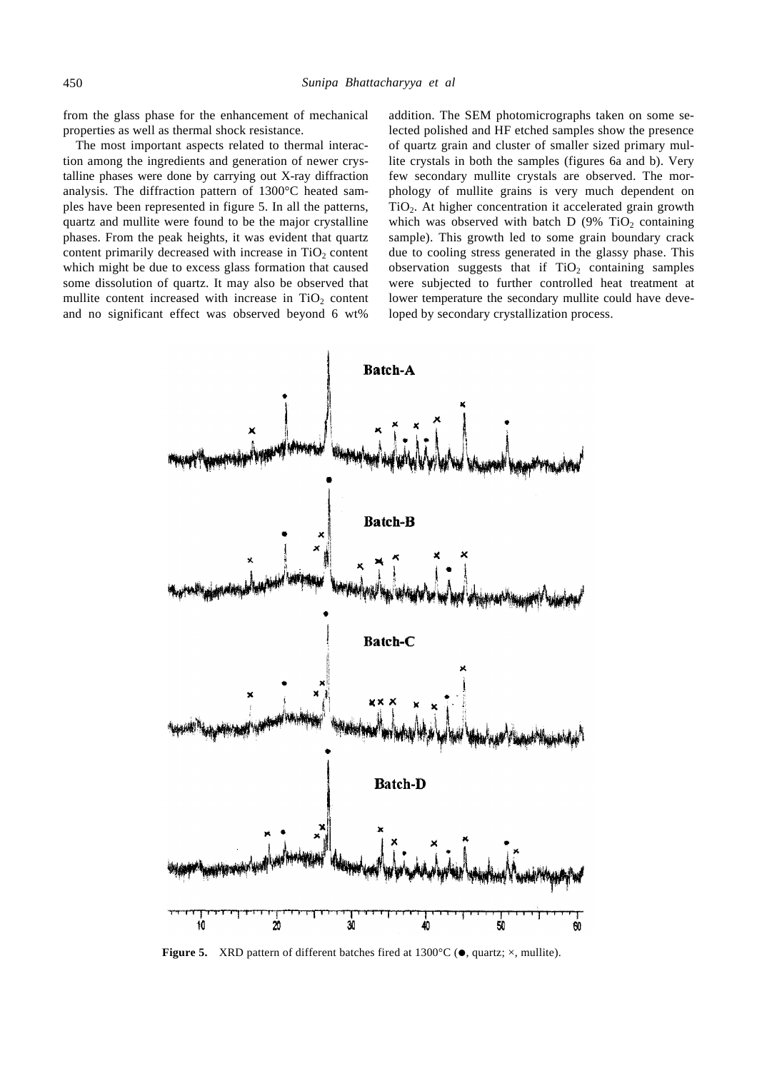from the glass phase for the enhancement of mechanical properties as well as thermal shock resistance.

The most important aspects related to thermal interaction among the ingredients and generation of newer crystalline phases were done by carrying out X-ray diffraction analysis. The diffraction pattern of 1300°C heated samples have been represented in figure 5. In all the patterns, quartz and mullite were found to be the major crystalline phases. From the peak heights, it was evident that quartz content primarily decreased with increase in $TiO_2$ content which might be due to excess glass formation that caused some dissolution of quartz. It may also be observed that mullite content increased with increase in $TiO_2$ content and no significant effect was observed beyond 6 wt% addition. The SEM photomicrographs taken on some selected polished and HF etched samples show the presence of quartz grain and cluster of smaller sized primary mullite crystals in both the samples (figures 6a and b). Very few secondary mullite crystals are observed. The morphology of mullite grains is very much dependent on $TiO_2$. At higher concentration it accelerated grain growth which was observed with batch D (9% $TiO_2$ containing sample). This growth led to some grain boundary crack due to cooling stress generated in the glassy phase. This observation suggests that if $TiO_2$ containing samples were subjected to further controlled heat treatment at lower temperature the secondary mullite could have developed by secondary crystallization process.

**Figure 5.** XRD pattern of different batches fired at 1300°C (●, quartz; ×, mullite).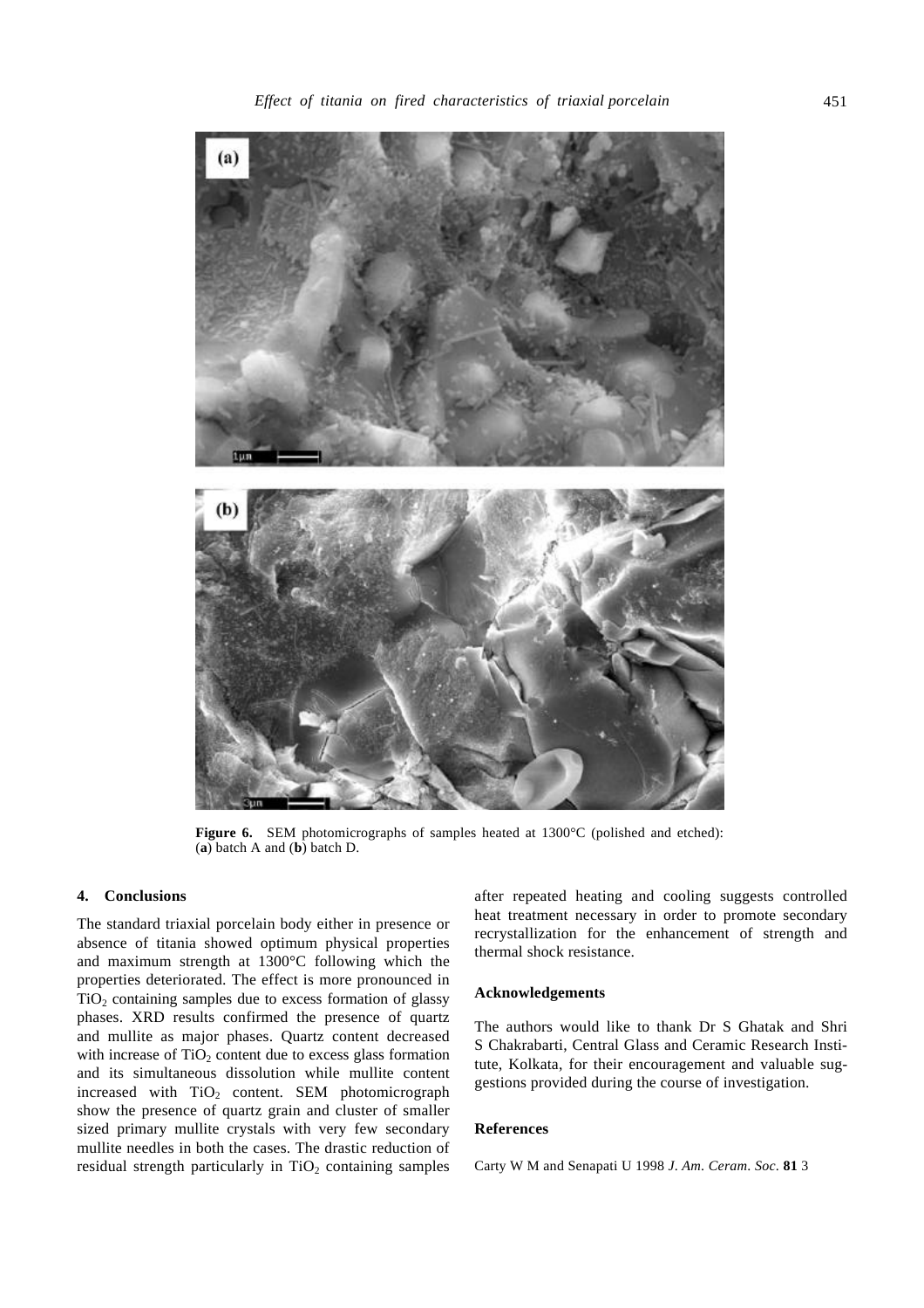**Figure 6.** SEM photomicrographs of samples heated at 1300°C (polished and etched): (**a**) batch A and (**b**) batch D.

## 4. Conclusions

The standard triaxial porcelain body either in presence or absence of titania showed optimum physical properties and maximum strength at 1300°C following which the properties deteriorated. The effect is more pronounced in $TiO_2$ containing samples due to excess formation of glassy phases. XRD results confirmed the presence of quartz and mullite as major phases. Quartz content decreased with increase of $TiO_2$ content due to excess glass formation and its simultaneous dissolution while mullite content increased with $TiO_2$ content. SEM photomicrograph show the presence of quartz grain and cluster of smaller sized primary mullite crystals with very few secondary mullite needles in both the cases. The drastic reduction of residual strength particularly in $TiO_2$ containing samples after repeated heating and cooling suggests controlled heat treatment necessary in order to promote secondary recrystallization for the enhancement of strength and thermal shock resistance.

## Acknowledgements

The authors would like to thank Dr S Ghatak and Shri S Chakrabarti, Central Glass and Ceramic Research Institute, Kolkata, for their encouragement and valuable suggestions provided during the course of investigation.

## References

Carty W M and Senapati U 1998 *J. Am. Ceram. Soc.* **81** 3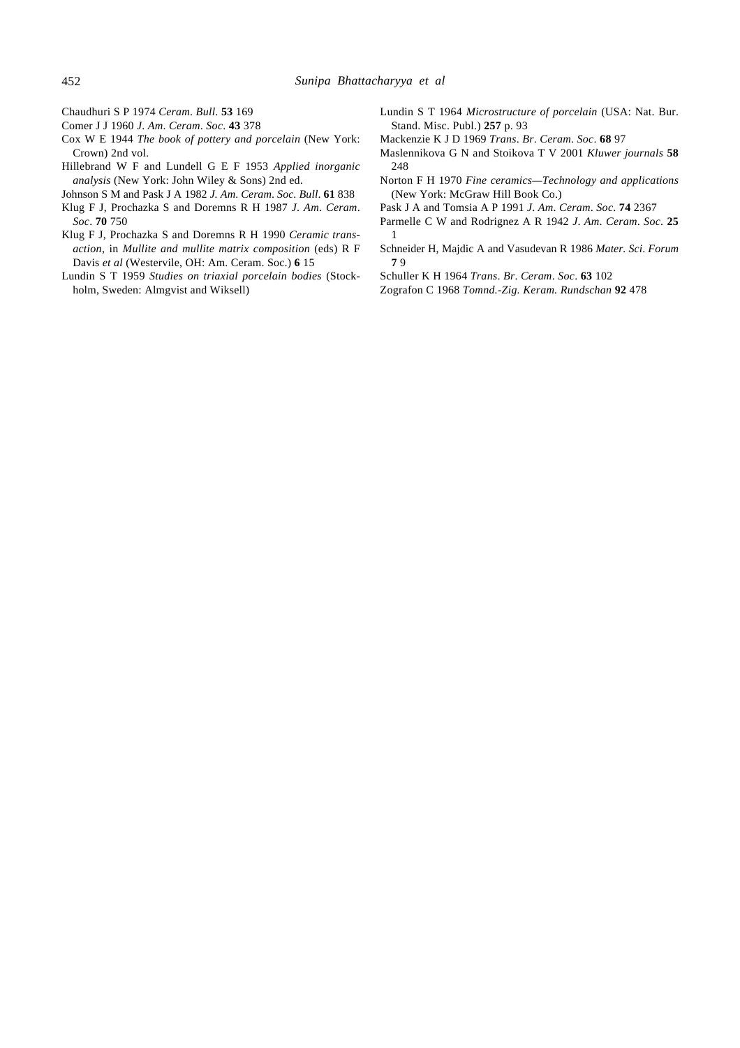Chaudhuri S P 1974 *Ceram. Bull.* **53** 169

Comer J J 1960 *J. Am. Ceram. Soc.* **43** 378

Cox W E 1944 *The book of pottery and porcelain* (New York: Crown) 2nd vol.

Hillebrand W F and Lundell G E F 1953 *Applied inorganic analysis* (New York: John Wiley & Sons) 2nd ed.

Johnson S M and Pask J A 1982 *J. Am. Ceram. Soc. Bull.* **61** 838

Klug F J, Prochazka S and Doremns R H 1987 *J. Am. Ceram. Soc.* **70** 750

Klug F J, Prochazka S and Doremns R H 1990 *Ceramic transaction*, in *Mullite and mullite matrix composition* (eds) R F Davis *et al* (Westervile, OH: Am. Ceram. Soc.) **6** 15

Lundin S T 1959 *Studies on triaxial porcelain bodies* (Stockholm, Sweden: Almgvist and Wiksell)

Lundin S T 1964 *Microstructure of porcelain* (USA: Nat. Bur. Stand. Misc. Publ.) **257** p. 93

Mackenzie K J D 1969 *Trans. Br. Ceram. Soc.* **68** 97

Maslennikova G N and Stoikova T V 2001 *Kluwer journals* **58** 248

Norton F H 1970 *Fine ceramics—Technology and applications* (New York: McGraw Hill Book Co.)

Pask J A and Tomsia A P 1991 *J. Am. Ceram. Soc.* **74** 2367

Parmelle C W and Rodrignez A R 1942 *J. Am. Ceram. Soc.* **25** 1

Schneider H, Majdic A and Vasudevan R 1986 *Mater. Sci. Forum* **7** 9

Schuller K H 1964 *Trans. Br. Ceram. Soc.* **63** 102

Zografon C 1968 *Tomnd.-Zig. Keram. Rundschan* **92** 478